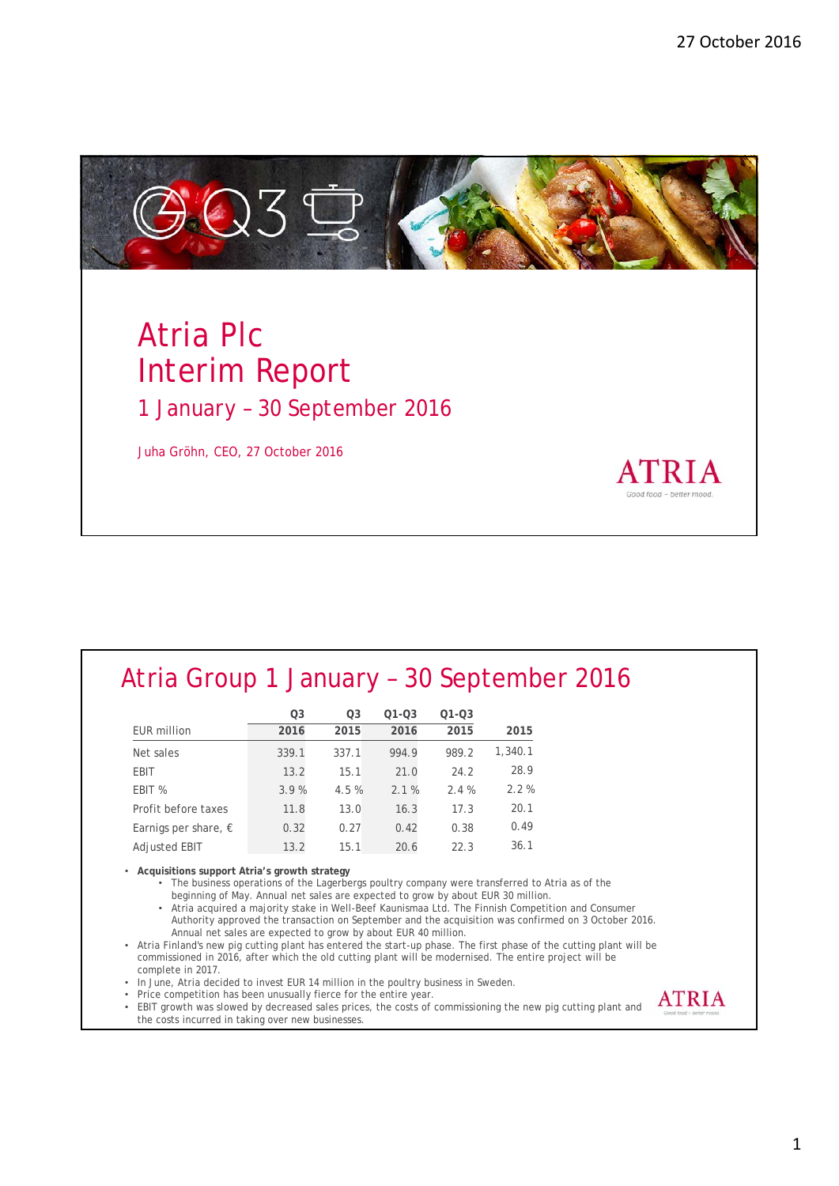# Atria Plc
# Interim Report
## 1 January – 30 September 2016

Juha Gröhn, CEO, 27 October 2016

ATRIA
Good food – better mood.

## Atria Group 1 January – 30 September 2016

| EUR million | Q3 2016 | Q3 2015 | Q1-Q3 2016 | Q1-Q3 2015 | 2015 |
|---|---|---|---|---|---|
| Net sales | 339.1 | 337.1 | 994.9 | 989.2 | 1,340.1 |
| EBIT | 13.2 | 15.1 | 21.0 | 24.2 | 28.9 |
| EBIT % | 3.9 % | 4.5 % | 2.1 % | 2.4 % | 2.2 % |
| Profit before taxes | 11.8 | 13.0 | 16.3 | 17.3 | 20.1 |
| Earnigs per share, € | 0.32 | 0.27 | 0.42 | 0.38 | 0.49 |
| Adjusted EBIT | 13.2 | 15.1 | 20.6 | 22.3 | 36.1 |

- **Acquisitions support Atria's growth strategy**
  - The business operations of the Lagerbergs poultry company were transferred to Atria as of the beginning of May. Annual net sales are expected to grow by about EUR 30 million.
  - Atria acquired a majority stake in Well-Beef Kaunismaa Ltd. The Finnish Competition and Consumer Authority approved the transaction on September and the acquisition was confirmed on 3 October 2016. Annual net sales are expected to grow by about EUR 40 million.
- Atria Finland's new pig cutting plant has entered the start-up phase. The first phase of the cutting plant will be commissioned in 2016, after which the old cutting plant will be modernised. The entire project will be complete in 2017.
- In June, Atria decided to invest EUR 14 million in the poultry business in Sweden.
- Price competition has been unusually fierce for the entire year.
- EBIT growth was slowed by decreased sales prices, the costs of commissioning the new pig cutting plant and the costs incurred in taking over new businesses.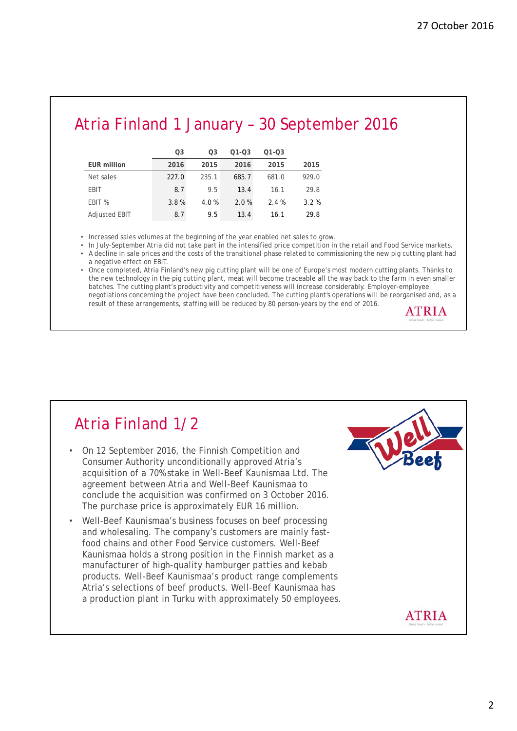## Atria Finland 1 January – 30 September 2016

| EUR million | Q3 2016 | Q3 2015 | Q1-Q3 2016 | Q1-Q3 2015 | 2015 |
|---|---|---|---|---|---|
| Net sales | 227.0 | 235.1 | 685.7 | 681.0 | 929.0 |
| EBIT | 8.7 | 9.5 | 13.4 | 16.1 | 29.8 |
| EBIT % | 3.8 % | 4.0 % | 2.0 % | 2.4 % | 3.2 % |
| Adjusted EBIT | 8.7 | 9.5 | 13.4 | 16.1 | 29.8 |

- Increased sales volumes at the beginning of the year enabled net sales to grow.
- In July-September Atria did not take part in the intensified price competition in the retail and Food Service markets.
- A decline in sale prices and the costs of the transitional phase related to commissioning the new pig cutting plant had a negative effect on EBIT.
- Once completed, Atria Finland's new pig cutting plant will be one of Europe's most modern cutting plants. Thanks to the new technology in the pig cutting plant, meat will become traceable all the way back to the farm in even smaller batches. The cutting plant's productivity and competitiveness will increase considerably. Employer-employee negotiations concerning the project have been concluded. The cutting plant's operations will be reorganised and, as a result of these arrangements, staffing will be reduced by 80 person-years by the end of 2016.

## Atria Finland 1/2

- On 12 September 2016, the Finnish Competition and Consumer Authority unconditionally approved Atria's acquisition of a 70% stake in Well-Beef Kaunismaa Ltd. The agreement between Atria and Well-Beef Kaunismaa to conclude the acquisition was confirmed on 3 October 2016. The purchase price is approximately EUR 16 million.
- Well-Beef Kaunismaa's business focuses on beef processing and wholesaling. The company's customers are mainly fast-food chains and other Food Service customers. Well-Beef Kaunismaa holds a strong position in the Finnish market as a manufacturer of high-quality hamburger patties and kebab products. Well-Beef Kaunismaa's product range complements Atria's selections of beef products. Well-Beef Kaunismaa has a production plant in Turku with approximately 50 employees.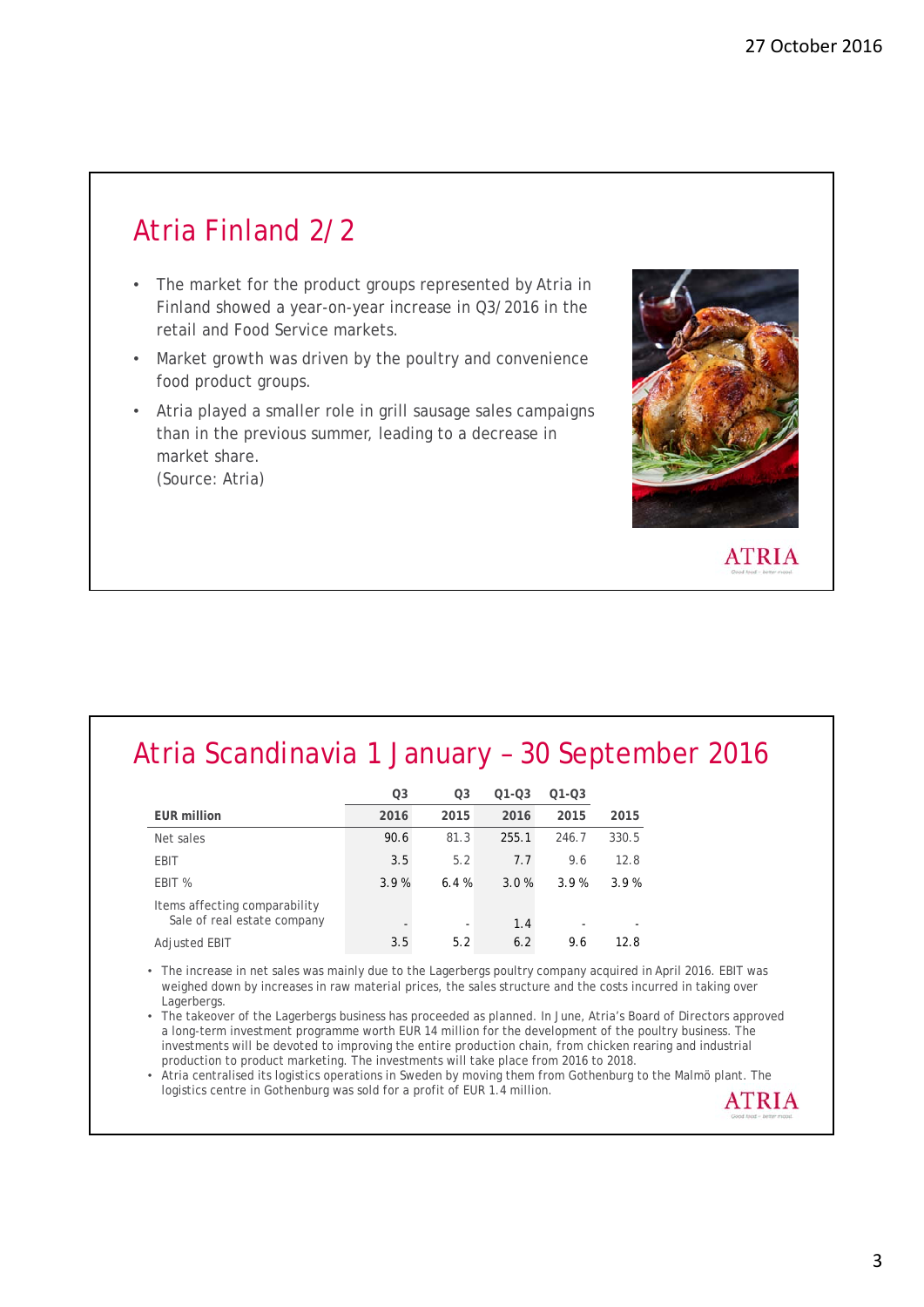## Atria Finland 2/2

- The market for the product groups represented by Atria in Finland showed a year-on-year increase in Q3/2016 in the retail and Food Service markets.
- Market growth was driven by the poultry and convenience food product groups.
- Atria played a smaller role in grill sausage sales campaigns than in the previous summer, leading to a decrease in market share.
  (Source: Atria)

## Atria Scandinavia 1 January – 30 September 2016

| EUR million | Q3 2016 | Q3 2015 | Q1-Q3 2016 | Q1-Q3 2015 | 2015 |
|---|---|---|---|---|---|
| Net sales | 90.6 | 81.3 | 255.1 | 246.7 | 330.5 |
| EBIT | 3.5 | 5.2 | 7.7 | 9.6 | 12.8 |
| EBIT % | 3.9 % | 6.4 % | 3.0 % | 3.9 % | 3.9 % |
| Items affecting comparability<br>Sale of real estate company | - | - | 1.4 | - | - |
| Adjusted EBIT | 3.5 | 5.2 | 6.2 | 9.6 | 12.8 |

- The increase in net sales was mainly due to the Lagerbergs poultry company acquired in April 2016. EBIT was weighed down by increases in raw material prices, the sales structure and the costs incurred in taking over Lagerbergs.
- The takeover of the Lagerbergs business has proceeded as planned. In June, Atria's Board of Directors approved a long-term investment programme worth EUR 14 million for the development of the poultry business. The investments will be devoted to improving the entire production chain, from chicken rearing and industrial production to product marketing. The investments will take place from 2016 to 2018.
- Atria centralised its logistics operations in Sweden by moving them from Gothenburg to the Malmö plant. The logistics centre in Gothenburg was sold for a profit of EUR 1.4 million.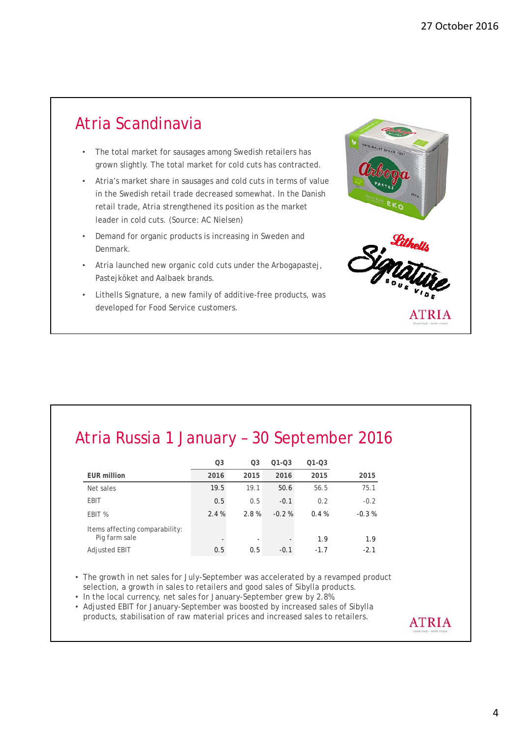## Atria Scandinavia

- The total market for sausages among Swedish retailers has grown slightly. The total market for cold cuts has contracted.
- Atria's market share in sausages and cold cuts in terms of value in the Swedish retail trade decreased somewhat. In the Danish retail trade, Atria strengthened its position as the market leader in cold cuts. (Source: AC Nielsen)
- Demand for organic products is increasing in Sweden and Denmark.
- Atria launched new organic cold cuts under the Arbogapastej, Pastejköket and Aalbaek brands.
- Lithells Signature, a new family of additive-free products, was developed for Food Service customers.

## Atria Russia 1 January – 30 September 2016

| EUR million | Q3 2016 | Q3 2015 | Q1-Q3 2016 | Q1-Q3 2015 | 2015 |
|---|---|---|---|---|---|
| Net sales | 19.5 | 19.1 | 50.6 | 56.5 | 75.1 |
| EBIT | 0.5 | 0.5 | -0.1 | 0.2 | -0.2 |
| EBIT % | 2.4 % | 2.8 % | -0.2 % | 0.4 % | -0.3 % |
| Items affecting comparability: Pig farm sale | - | - | - | 1.9 | 1.9 |
| Adjusted EBIT | 0.5 | 0.5 | -0.1 | -1.7 | -2.1 |

- The growth in net sales for July-September was accelerated by a revamped product selection, a growth in sales to retailers and good sales of Sibylla products.
- In the local currency, net sales for January-September grew by 2.8%
- Adjusted EBIT for January-September was boosted by increased sales of Sibylla products, stabilisation of raw material prices and increased sales to retailers.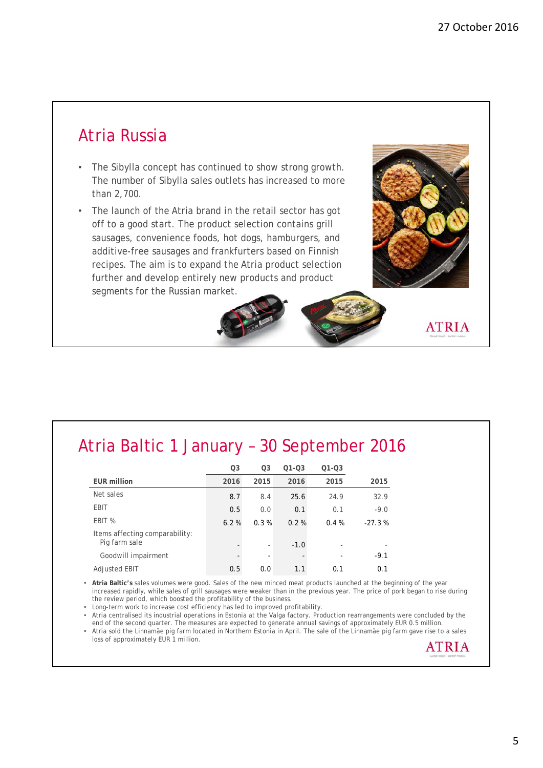## Atria Russia

- The Sibylla concept has continued to show strong growth. The number of Sibylla sales outlets has increased to more than 2,700.
- The launch of the Atria brand in the retail sector has got off to a good start. The product selection contains grill sausages, convenience foods, hot dogs, hamburgers, and additive-free sausages and frankfurters based on Finnish recipes. The aim is to expand the Atria product selection further and develop entirely new products and product segments for the Russian market.

ATRIA

## Atria Baltic 1 January – 30 September 2016

| EUR million | Q3 2016 | Q3 2015 | Q1-Q3 2016 | Q1-Q3 2015 | 2015 |
|---|---|---|---|---|---|
| Net sales | 8.7 | 8.4 | 25.6 | 24.9 | 32.9 |
| EBIT | 0.5 | 0.0 | 0.1 | 0.1 | -9.0 |
| EBIT % | 6.2 % | 0.3 % | 0.2 % | 0.4 % | -27.3 % |
| Items affecting comparability: Pig farm sale | - | - | -1.0 | - | - |
| Goodwill impairment | - | - | - | - | -9.1 |
| Adjusted EBIT | 0.5 | 0.0 | 1.1 | 0.1 | 0.1 |

- **Atria Baltic's** sales volumes were good. Sales of the new minced meat products launched at the beginning of the year increased rapidly, while sales of grill sausages were weaker than in the previous year. The price of pork began to rise during the review period, which boosted the profitability of the business.
- Long-term work to increase cost efficiency has led to improved profitability.
- Atria centralised its industrial operations in Estonia at the Valga factory. Production rearrangements were concluded by the end of the second quarter. The measures are expected to generate annual savings of approximately EUR 0.5 million.
- Atria sold the Linnamäe pig farm located in Northern Estonia in April. The sale of the Linnamäe pig farm gave rise to a sales loss of approximately EUR 1 million.

ATRIA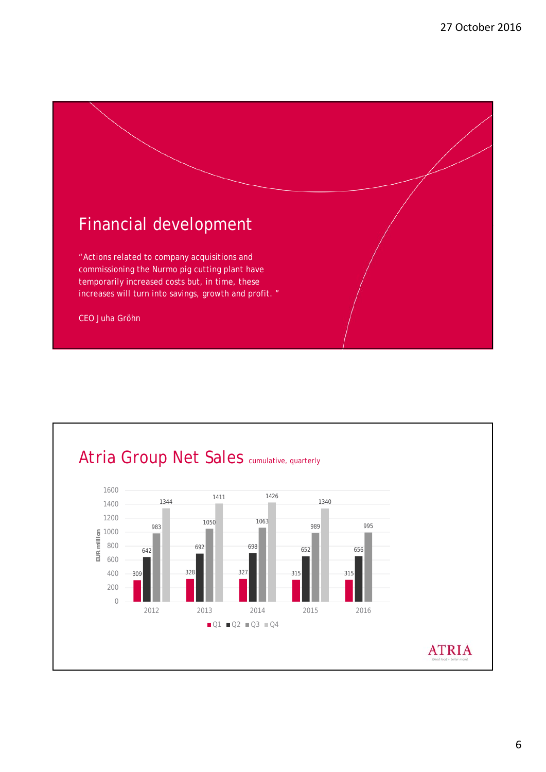## Financial development

"Actions related to company acquisitions and commissioning the Nurmo pig cutting plant have temporarily increased costs but, in time, these increases will turn into savings, growth and profit."

CEO Juha Gröhn

## Atria Group Net Sales cumulative, quarterly

EUR million

| Year | Q1 | Q2 | Q3 | Q4 |
|---|---|---|---|---|
| 2012 | 309 | 642 | 983 | 1344 |
| 2013 | 328 | 692 | 1050 | 1411 |
| 2014 | 327 | 698 | 1063 | 1426 |
| 2015 | 315 | 652 | 989 | 1340 |
| 2016 | 315 | 656 | 995 | |

ATRIA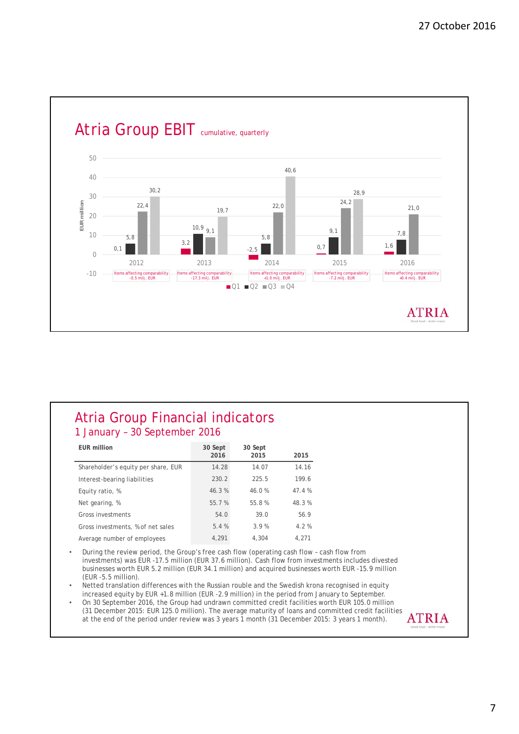27 October 2016

# Atria Group EBIT cumulative, quarterly

EUR million

| | Q1 | Q2 | Q3 | Q4 | Items affecting comparability |
|---|---|---|---|---|---|
| 2012 | 0,1 | 5,8 | 22,4 | 30,2 | -0.5 milj. EUR |
| 2013 | 3,2 | 10,9 | 9,1 | 19,7 | -17.3 milj. EUR |
| 2014 | -2,5 | 5,8 | 22,0 | 40,6 | +1.0 milj. EUR |
| 2015 | 0,7 | 9,1 | 24,2 | 28,9 | -7.2 milj. EUR |
| 2016 | 1,6 | 7,8 | 21,0 | | +0.4 milj. EUR |

ATRIA

# Atria Group Financial indicators

## 1 January – 30 September 2016

| EUR million | 30 Sept 2016 | 30 Sept 2015 | 2015 |
|---|---|---|---|
| Shareholder's equity per share, EUR | 14.28 | 14.07 | 14.16 |
| Interest-bearing liabilities | 230.2 | 225.5 | 199.6 |
| Equity ratio, % | 46.3 % | 46.0 % | 47.4 % |
| Net gearing, % | 55.7 % | 55.8 % | 48.3 % |
| Gross investments | 54.0 | 39.0 | 56.9 |
| Gross investments, % of net sales | 5.4 % | 3.9 % | 4.2 % |
| Average number of employees | 4,291 | 4,304 | 4,271 |

- During the review period, the Group's free cash flow (operating cash flow – cash flow from investments) was EUR -17.5 million (EUR 37.6 million). Cash flow from investments includes divested businesses worth EUR 5.2 million (EUR 34.1 million) and acquired businesses worth EUR -15.9 million (EUR -5.5 million).
- Netted translation differences with the Russian rouble and the Swedish krona recognised in equity increased equity by EUR +1.8 million (EUR -2.9 million) in the period from January to September.
- On 30 September 2016, the Group had undrawn committed credit facilities worth EUR 105.0 million (31 December 2015: EUR 125.0 million). The average maturity of loans and committed credit facilities at the end of the period under review was 3 years 1 month (31 December 2015: 3 years 1 month).

ATRIA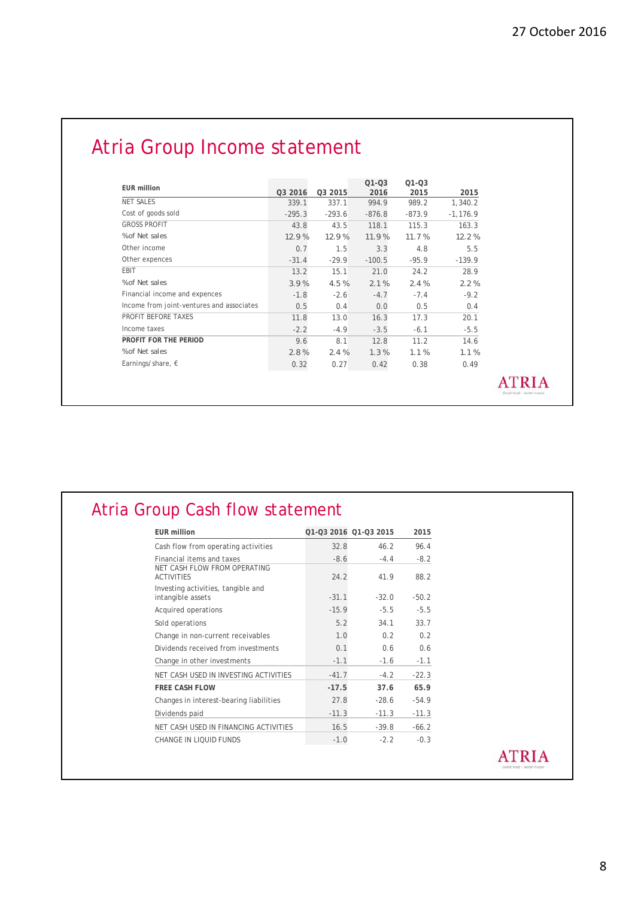## Atria Group Income statement

| EUR million | Q3 2016 | Q3 2015 | Q1-Q3 2016 | Q1-Q3 2015 | 2015 |
|---|---|---|---|---|---|
| NET SALES | 339.1 | 337.1 | 994.9 | 989.2 | 1,340.2 |
| Cost of goods sold | -295.3 | -293.6 | -876.8 | -873.9 | -1,176.9 |
| GROSS PROFIT | 43.8 | 43.5 | 118.1 | 115.3 | 163.3 |
| %of Net sales | 12.9 % | 12.9 % | 11.9 % | 11.7 % | 12.2 % |
| Other income | 0.7 | 1.5 | 3.3 | 4.8 | 5.5 |
| Other expences | -31.4 | -29.9 | -100.5 | -95.9 | -139.9 |
| EBIT | 13.2 | 15.1 | 21.0 | 24.2 | 28.9 |
| %of Net sales | 3.9 % | 4.5 % | 2.1 % | 2.4 % | 2.2 % |
| Financial income and expences | -1.8 | -2.6 | -4.7 | -7.4 | -9.2 |
| Income from joint-ventures and associates | 0.5 | 0.4 | 0.0 | 0.5 | 0.4 |
| PROFIT BEFORE TAXES | 11.8 | 13.0 | 16.3 | 17.3 | 20.1 |
| Income taxes | -2.2 | -4.9 | -3.5 | -6.1 | -5.5 |
| **PROFIT FOR THE PERIOD** | 9.6 | 8.1 | 12.8 | 11.2 | 14.6 |
| %of Net sales | 2.8 % | 2.4 % | 1.3 % | 1.1 % | 1.1 % |
| Earnings/share, € | 0.32 | 0.27 | 0.42 | 0.38 | 0.49 |

## Atria Group Cash flow statement

| EUR million | Q1-Q3 2016 | Q1-Q3 2015 | 2015 |
|---|---|---|---|
| Cash flow from operating activities | 32.8 | 46.2 | 96.4 |
| Financial items and taxes | -8.6 | -4.4 | -8.2 |
| NET CASH FLOW FROM OPERATING ACTIVITIES | 24.2 | 41.9 | 88.2 |
| Investing activities, tangible and intangible assets | -31.1 | -32.0 | -50.2 |
| Acquired operations | -15.9 | -5.5 | -5.5 |
| Sold operations | 5.2 | 34.1 | 33.7 |
| Change in non-current receivables | 1.0 | 0.2 | 0.2 |
| Dividends received from investments | 0.1 | 0.6 | 0.6 |
| Change in other investments | -1.1 | -1.6 | -1.1 |
| NET CASH USED IN INVESTING ACTIVITIES | -41.7 | -4.2 | -22.3 |
| **FREE CASH FLOW** | **-17.5** | **37.6** | **65.9** |
| Changes in interest-bearing liabilities | 27.8 | -28.6 | -54.9 |
| Dividends paid | -11.3 | -11.3 | -11.3 |
| NET CASH USED IN FINANCING ACTIVITIES | 16.5 | -39.8 | -66.2 |
| CHANGE IN LIQUID FUNDS | -1.0 | -2.2 | -0.3 |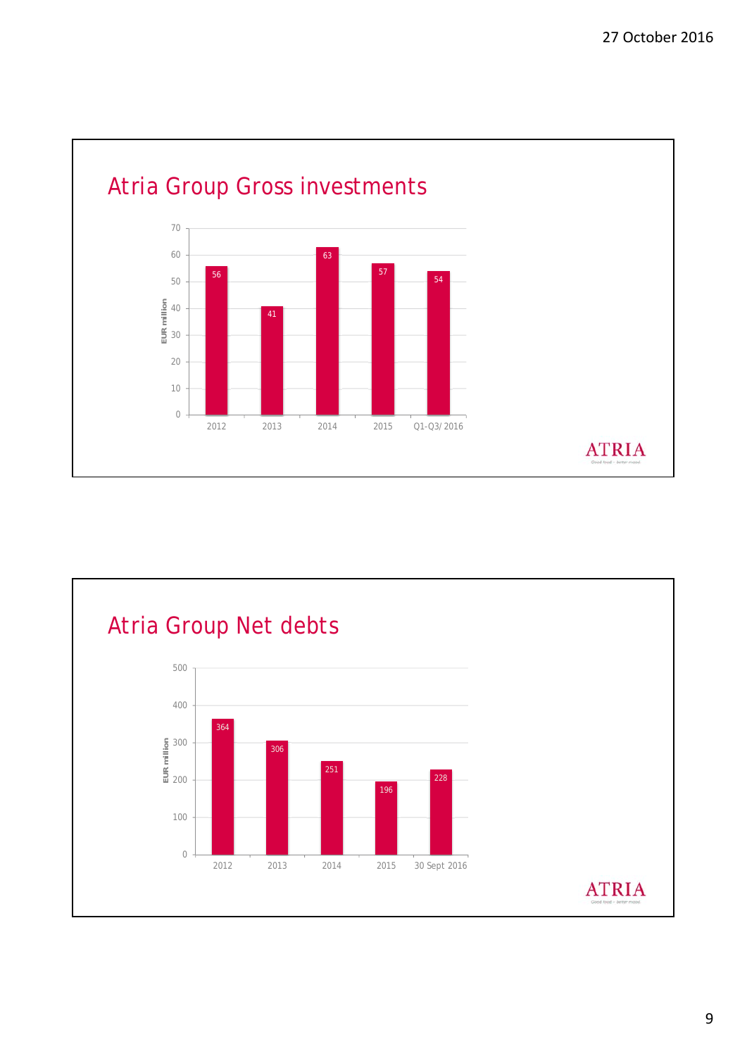## Atria Group Gross investments

| | 2012 | 2013 | 2014 | 2015 | Q1-Q3/ 2016 |
|---|---|---|---|---|---|
| EUR million | 56 | 41 | 63 | 57 | 54 |

ATRIA

## Atria Group Net debts

| | 2012 | 2013 | 2014 | 2015 | 30 Sept 2016 |
|---|---|---|---|---|---|
| EUR million | 364 | 306 | 251 | 196 | 228 |

ATRIA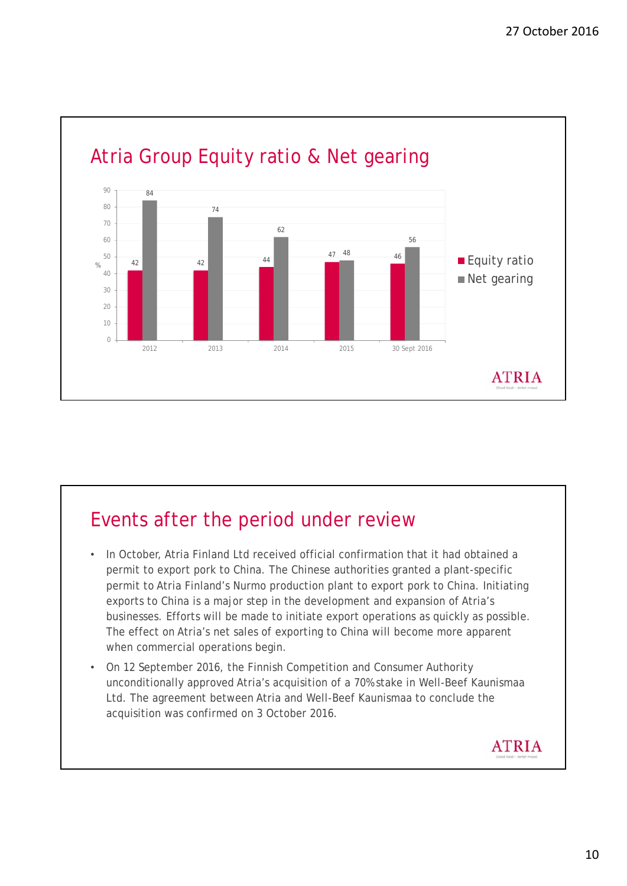## Atria Group Equity ratio & Net gearing

| % | Equity ratio | Net gearing |
|---|---|---|
| 2012 | 42 | 84 |
| 2013 | 42 | 74 |
| 2014 | 44 | 62 |
| 2015 | 47 | 48 |
| 30 Sept 2016 | 46 | 56 |

## Events after the period under review

- In October, Atria Finland Ltd received official confirmation that it had obtained a permit to export pork to China. The Chinese authorities granted a plant-specific permit to Atria Finland's Nurmo production plant to export pork to China. Initiating exports to China is a major step in the development and expansion of Atria's businesses. Efforts will be made to initiate export operations as quickly as possible. The effect on Atria's net sales of exporting to China will become more apparent when commercial operations begin.
- On 12 September 2016, the Finnish Competition and Consumer Authority unconditionally approved Atria's acquisition of a 70% stake in Well-Beef Kaunismaa Ltd. The agreement between Atria and Well-Beef Kaunismaa to conclude the acquisition was confirmed on 3 October 2016.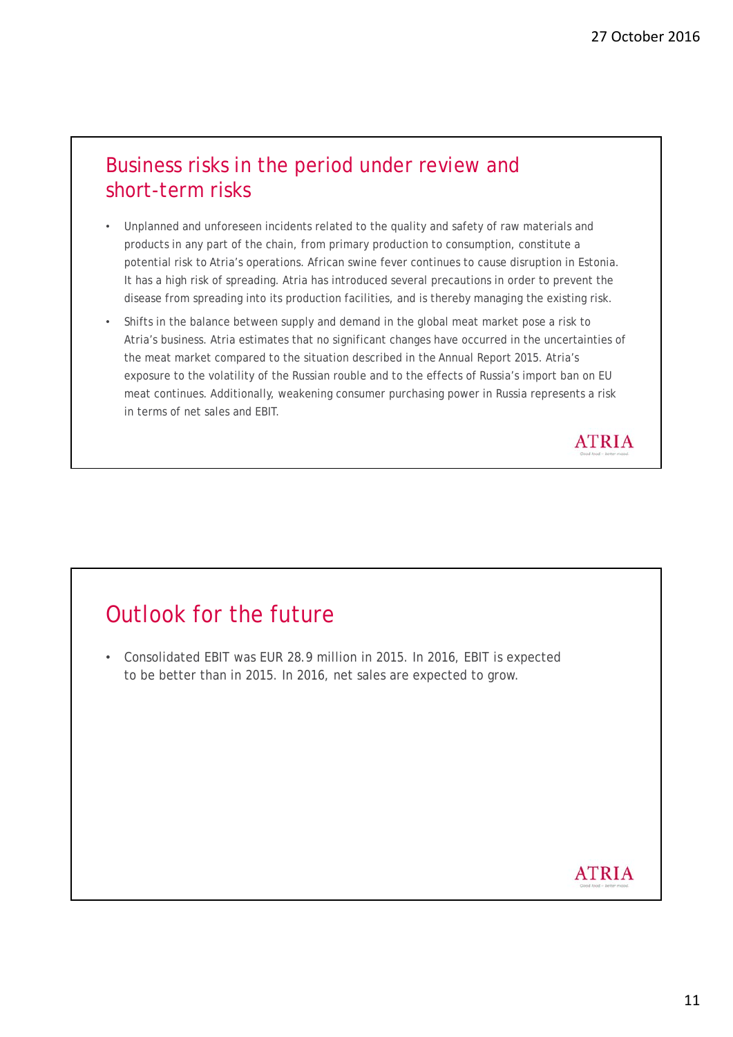## Business risks in the period under review and short-term risks

- Unplanned and unforeseen incidents related to the quality and safety of raw materials and products in any part of the chain, from primary production to consumption, constitute a potential risk to Atria's operations. African swine fever continues to cause disruption in Estonia. It has a high risk of spreading. Atria has introduced several precautions in order to prevent the disease from spreading into its production facilities, and is thereby managing the existing risk.
- Shifts in the balance between supply and demand in the global meat market pose a risk to Atria's business. Atria estimates that no significant changes have occurred in the uncertainties of the meat market compared to the situation described in the Annual Report 2015. Atria's exposure to the volatility of the Russian rouble and to the effects of Russia's import ban on EU meat continues. Additionally, weakening consumer purchasing power in Russia represents a risk in terms of net sales and EBIT.

## Outlook for the future

- Consolidated EBIT was EUR 28.9 million in 2015. In 2016, EBIT is expected to be better than in 2015. In 2016, net sales are expected to grow.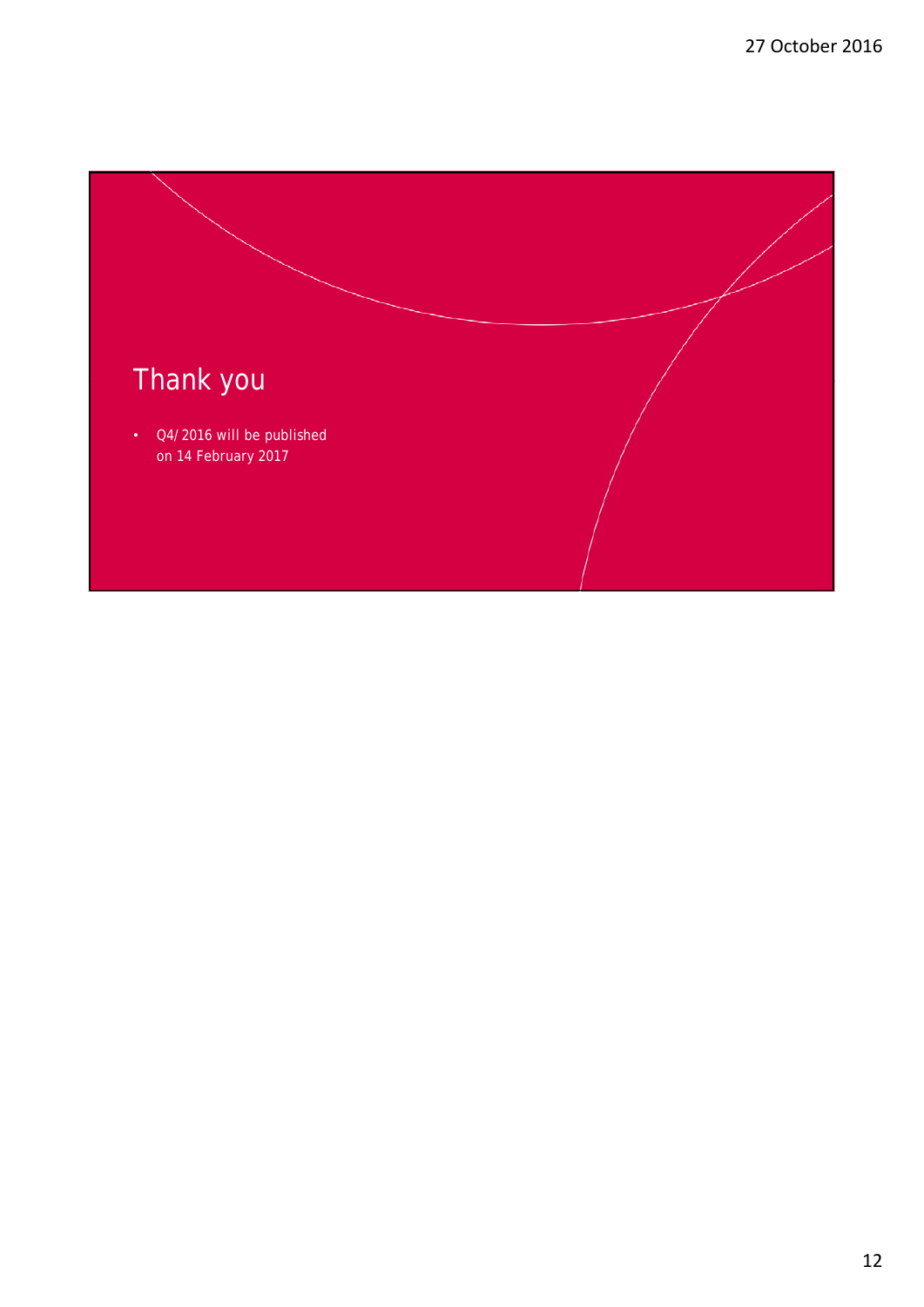# Thank you

- Q4/2016 will be published on 14 February 2017